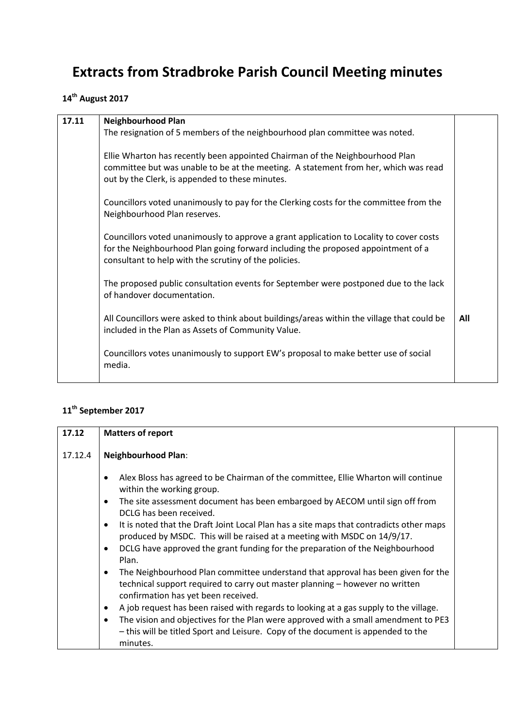# Extracts from Stradbroke Parish Council Meeting minutes

**14th August 2017**

| | | |
|---|---|---|
| **17.11** | **Neighbourhood Plan**<br>The resignation of 5 members of the neighbourhood plan committee was noted.<br><br>Ellie Wharton has recently been appointed Chairman of the Neighbourhood Plan committee but was unable to be at the meeting. A statement from her, which was read out by the Clerk, is appended to these minutes.<br><br>Councillors voted unanimously to pay for the Clerking costs for the committee from the Neighbourhood Plan reserves.<br><br>Councillors voted unanimously to approve a grant application to Locality to cover costs for the Neighbourhood Plan going forward including the proposed appointment of a consultant to help with the scrutiny of the policies.<br><br>The proposed public consultation events for September were postponed due to the lack of handover documentation.<br><br>All Councillors were asked to think about buildings/areas within the village that could be included in the Plan as Assets of Community Value.<br><br>Councillors votes unanimously to support EW's proposal to make better use of social media. | <br><br><br><br><br><br><br><br><br><br><br><br><br><br><br>**All** |

**11th September 2017**

| | | |
|---|---|---|
| **17.12** | **Matters of report** | |
| 17.12.4 | **Neighbourhood Plan**:<br>• Alex Bloss has agreed to be Chairman of the committee, Ellie Wharton will continue within the working group.<br>• The site assessment document has been embargoed by AECOM until sign off from DCLG has been received.<br>• It is noted that the Draft Joint Local Plan has a site maps that contradicts other maps produced by MSDC. This will be raised at a meeting with MSDC on 14/9/17.<br>• DCLG have approved the grant funding for the preparation of the Neighbourhood Plan.<br>• The Neighbourhood Plan committee understand that approval has been given for the technical support required to carry out master planning – however no written confirmation has yet been received.<br>• A job request has been raised with regards to looking at a gas supply to the village.<br>• The vision and objectives for the Plan were approved with a small amendment to PE3 – this will be titled Sport and Leisure. Copy of the document is appended to the minutes. | |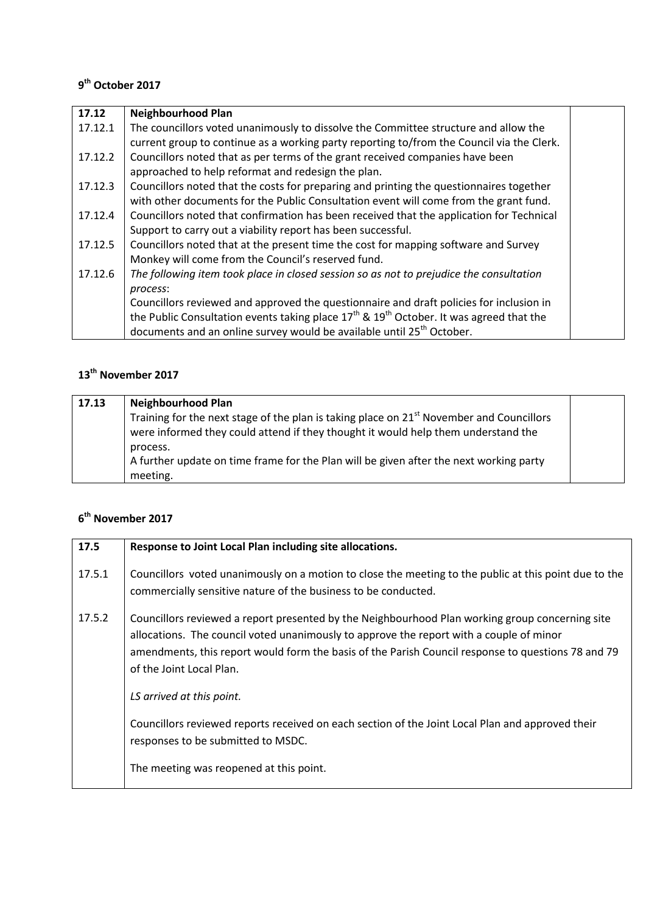### 9th October 2017

| 17.12 | **Neighbourhood Plan** | |
|---|---|---|
| 17.12.1 | The councillors voted unanimously to dissolve the Committee structure and allow the current group to continue as a working party reporting to/from the Council via the Clerk. | |
| 17.12.2 | Councillors noted that as per terms of the grant received companies have been approached to help reformat and redesign the plan. | |
| 17.12.3 | Councillors noted that the costs for preparing and printing the questionnaires together with other documents for the Public Consultation event will come from the grant fund. | |
| 17.12.4 | Councillors noted that confirmation has been received that the application for Technical Support to carry out a viability report has been successful. | |
| 17.12.5 | Councillors noted that at the present time the cost for mapping software and Survey Monkey will come from the Council's reserved fund. | |
| 17.12.6 | *The following item took place in closed session so as not to prejudice the consultation process*:<br>Councillors reviewed and approved the questionnaire and draft policies for inclusion in the Public Consultation events taking place 17th & 19th October. It was agreed that the documents and an online survey would be available until 25th October. | |

### 13th November 2017

| 17.13 | **Neighbourhood Plan**<br>Training for the next stage of the plan is taking place on 21st November and Councillors were informed they could attend if they thought it would help them understand the process.<br>A further update on time frame for the Plan will be given after the next working party meeting. | |
|---|---|---|

### 6th November 2017

| 17.5 | **Response to Joint Local Plan including site allocations.** |
|---|---|
| 17.5.1 | Councillors voted unanimously on a motion to close the meeting to the public at this point due to the commercially sensitive nature of the business to be conducted. |
| 17.5.2 | Councillors reviewed a report presented by the Neighbourhood Plan working group concerning site allocations. The council voted unanimously to approve the report with a couple of minor amendments, this report would form the basis of the Parish Council response to questions 78 and 79 of the Joint Local Plan.<br><br>*LS arrived at this point.*<br><br>Councillors reviewed reports received on each section of the Joint Local Plan and approved their responses to be submitted to MSDC.<br><br>The meeting was reopened at this point. |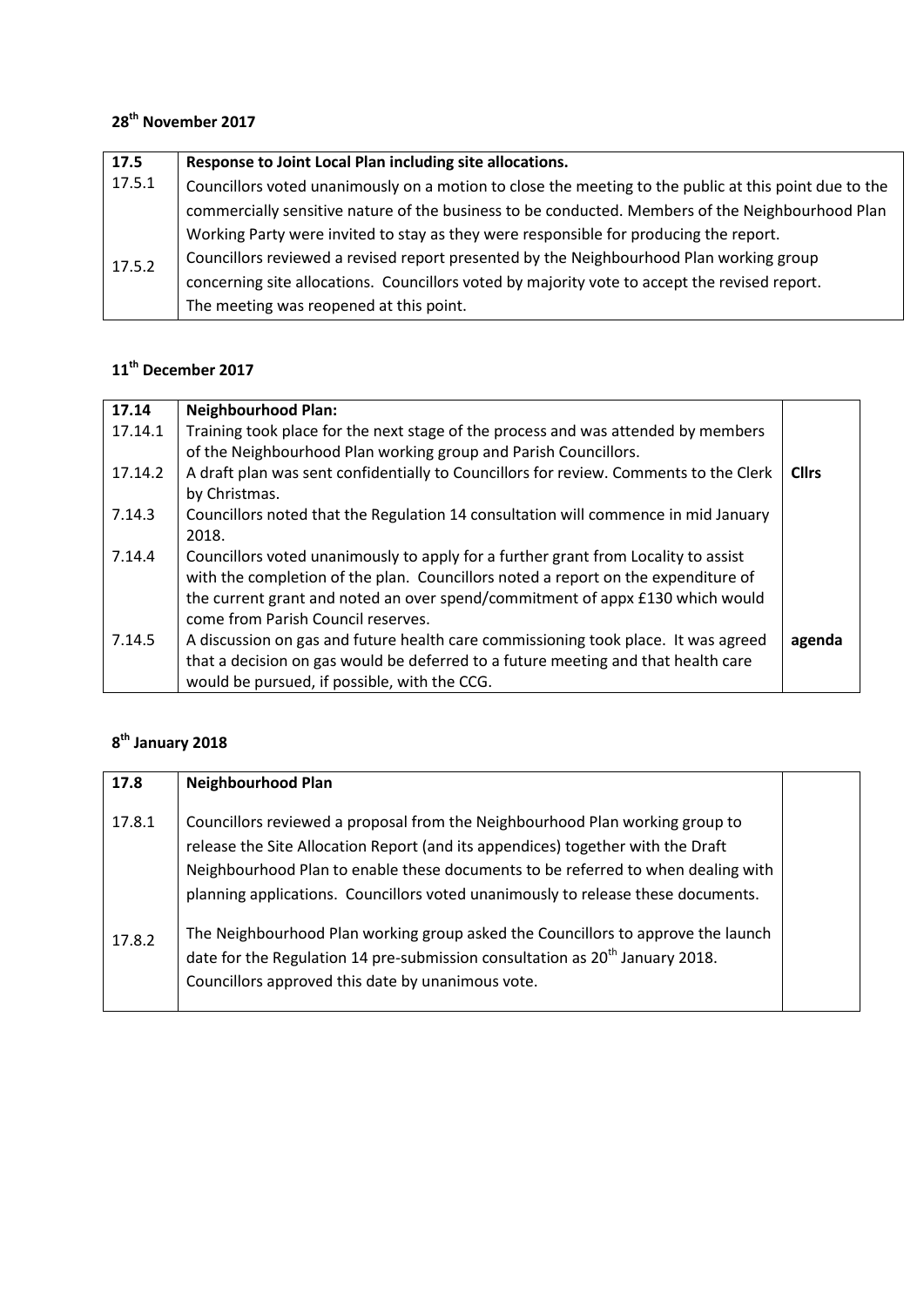**28th November 2017**

| **17.5** | **Response to Joint Local Plan including site allocations.** |
|---|---|
| 17.5.1 | Councillors voted unanimously on a motion to close the meeting to the public at this point due to the commercially sensitive nature of the business to be conducted. Members of the Neighbourhood Plan Working Party were invited to stay as they were responsible for producing the report. |
| 17.5.2 | Councillors reviewed a revised report presented by the Neighbourhood Plan working group concerning site allocations. Councillors voted by majority vote to accept the revised report. The meeting was reopened at this point. |

**11th December 2017**

| **17.14** | **Neighbourhood Plan:** | |
|---|---|---|
| 17.14.1 | Training took place for the next stage of the process and was attended by members of the Neighbourhood Plan working group and Parish Councillors. | |
| 17.14.2 | A draft plan was sent confidentially to Councillors for review. Comments to the Clerk by Christmas. | **Cllrs** |
| 7.14.3 | Councillors noted that the Regulation 14 consultation will commence in mid January 2018. | |
| 7.14.4 | Councillors voted unanimously to apply for a further grant from Locality to assist with the completion of the plan. Councillors noted a report on the expenditure of the current grant and noted an over spend/commitment of appx £130 which would come from Parish Council reserves. | |
| 7.14.5 | A discussion on gas and future health care commissioning took place. It was agreed that a decision on gas would be deferred to a future meeting and that health care would be pursued, if possible, with the CCG. | **agenda** |

**8th January 2018**

| **17.8** | **Neighbourhood Plan** | |
|---|---|---|
| 17.8.1 | Councillors reviewed a proposal from the Neighbourhood Plan working group to release the Site Allocation Report (and its appendices) together with the Draft Neighbourhood Plan to enable these documents to be referred to when dealing with planning applications. Councillors voted unanimously to release these documents. | |
| 17.8.2 | The Neighbourhood Plan working group asked the Councillors to approve the launch date for the Regulation 14 pre-submission consultation as 20th January 2018. Councillors approved this date by unanimous vote. | |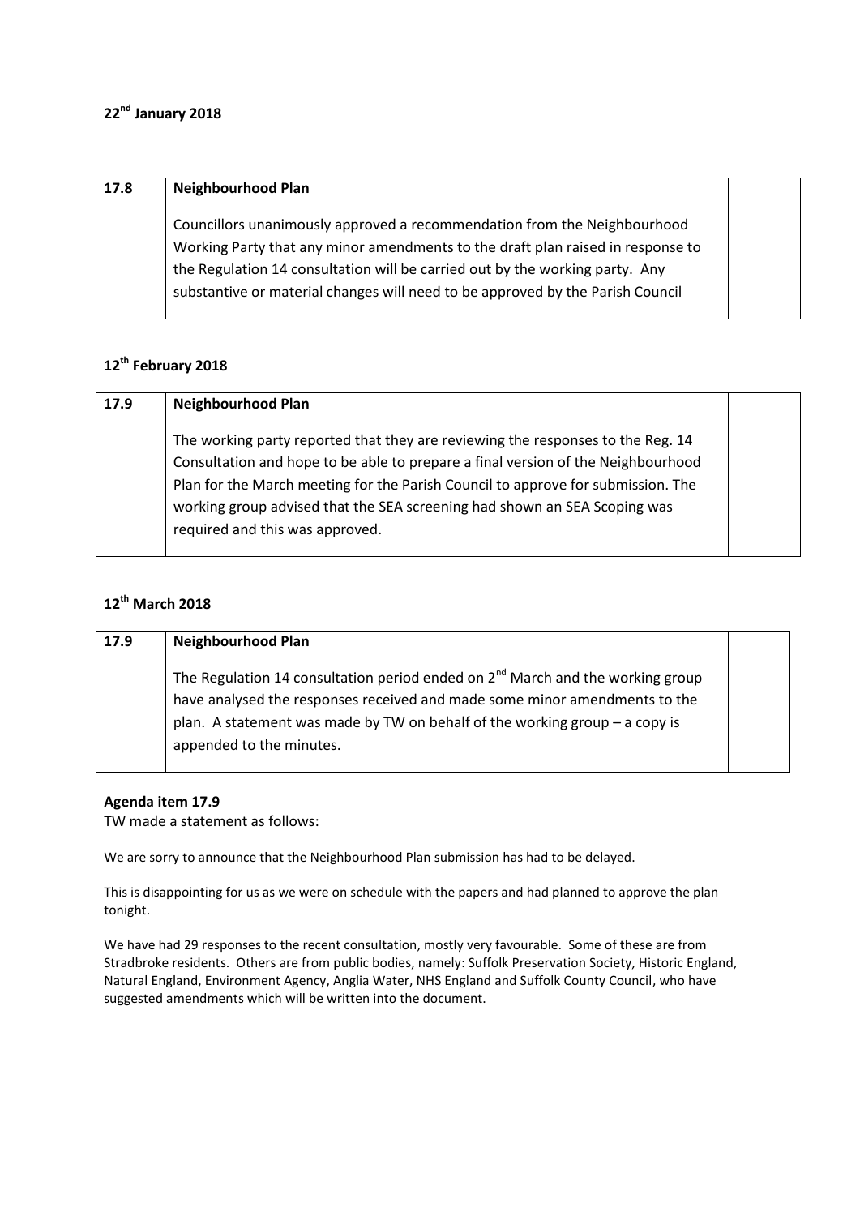**22nd January 2018**

| 17.8 | **Neighbourhood Plan**<br><br>Councillors unanimously approved a recommendation from the Neighbourhood Working Party that any minor amendments to the draft plan raised in response to the Regulation 14 consultation will be carried out by the working party. Any substantive or material changes will need to be approved by the Parish Council | |
|---|---|---|

**12th February 2018**

| 17.9 | **Neighbourhood Plan**<br><br>The working party reported that they are reviewing the responses to the Reg. 14 Consultation and hope to be able to prepare a final version of the Neighbourhood Plan for the March meeting for the Parish Council to approve for submission. The working group advised that the SEA screening had shown an SEA Scoping was required and this was approved. | |
|---|---|---|

**12th March 2018**

| 17.9 | **Neighbourhood Plan**<br><br>The Regulation 14 consultation period ended on 2nd March and the working group have analysed the responses received and made some minor amendments to the plan. A statement was made by TW on behalf of the working group – a copy is appended to the minutes. | |
|---|---|---|

**Agenda item 17.9**

TW made a statement as follows:

We are sorry to announce that the Neighbourhood Plan submission has had to be delayed.

This is disappointing for us as we were on schedule with the papers and had planned to approve the plan tonight.

We have had 29 responses to the recent consultation, mostly very favourable. Some of these are from Stradbroke residents. Others are from public bodies, namely: Suffolk Preservation Society, Historic England, Natural England, Environment Agency, Anglia Water, NHS England and Suffolk County Council, who have suggested amendments which will be written into the document.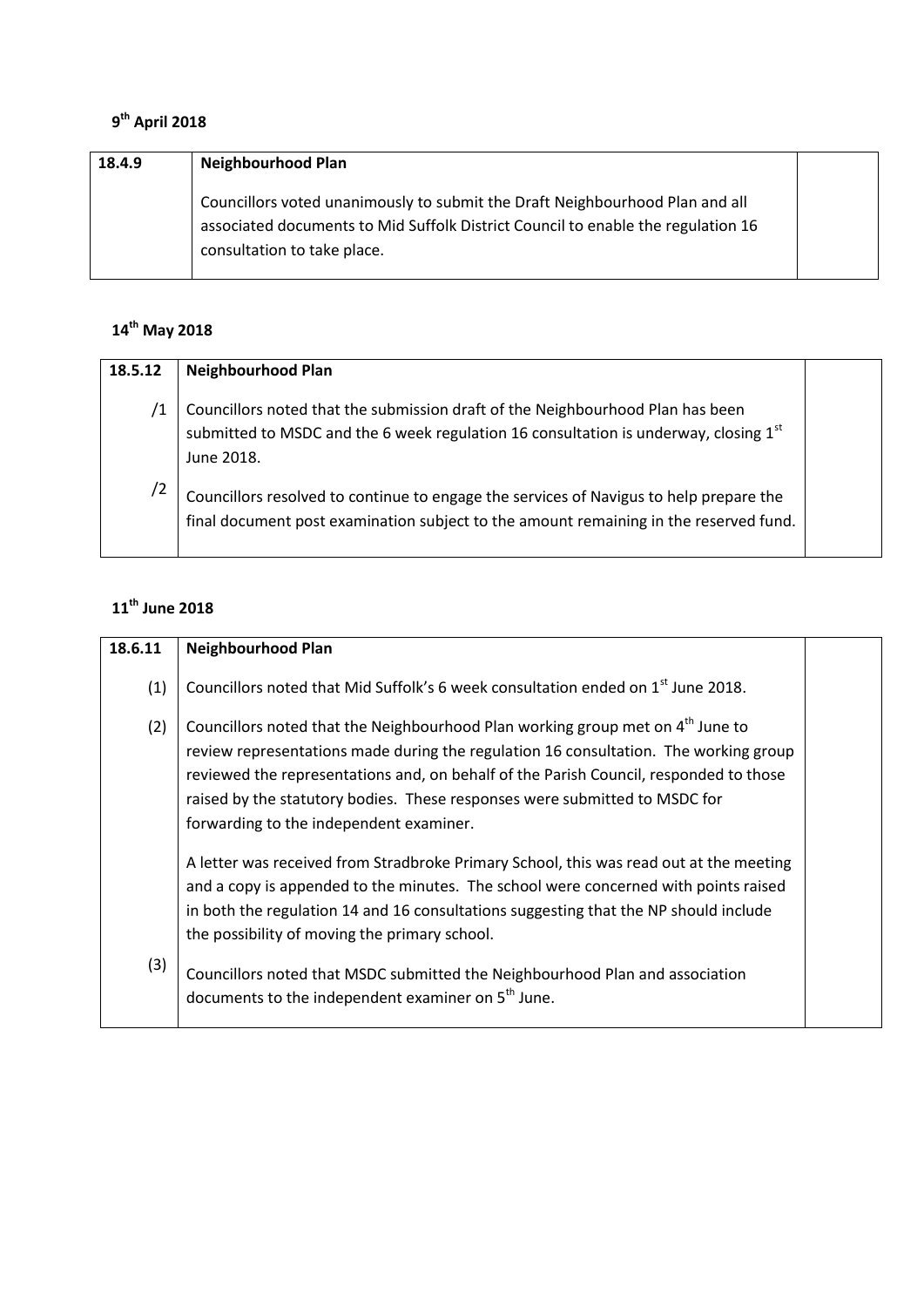### 9th April 2018

| | | |
|---|---|---|
| 18.4.9 | **Neighbourhood Plan**<br><br>Councillors voted unanimously to submit the Draft Neighbourhood Plan and all associated documents to Mid Suffolk District Council to enable the regulation 16 consultation to take place. | |

### 14th May 2018

| | | |
|---|---|---|
| 18.5.12 | **Neighbourhood Plan** | |
| /1 | Councillors noted that the submission draft of the Neighbourhood Plan has been submitted to MSDC and the 6 week regulation 16 consultation is underway, closing 1st June 2018. | |
| /2 | Councillors resolved to continue to engage the services of Navigus to help prepare the final document post examination subject to the amount remaining in the reserved fund. | |

### 11th June 2018

| | | |
|---|---|---|
| 18.6.11 | **Neighbourhood Plan** | |
| (1) | Councillors noted that Mid Suffolk's 6 week consultation ended on 1st June 2018. | |
| (2) | Councillors noted that the Neighbourhood Plan working group met on 4th June to review representations made during the regulation 16 consultation. The working group reviewed the representations and, on behalf of the Parish Council, responded to those raised by the statutory bodies. These responses were submitted to MSDC for forwarding to the independent examiner.<br><br>A letter was received from Stradbroke Primary School, this was read out at the meeting and a copy is appended to the minutes. The school were concerned with points raised in both the regulation 14 and 16 consultations suggesting that the NP should include the possibility of moving the primary school. | |
| (3) | Councillors noted that MSDC submitted the Neighbourhood Plan and association documents to the independent examiner on 5th June. | |